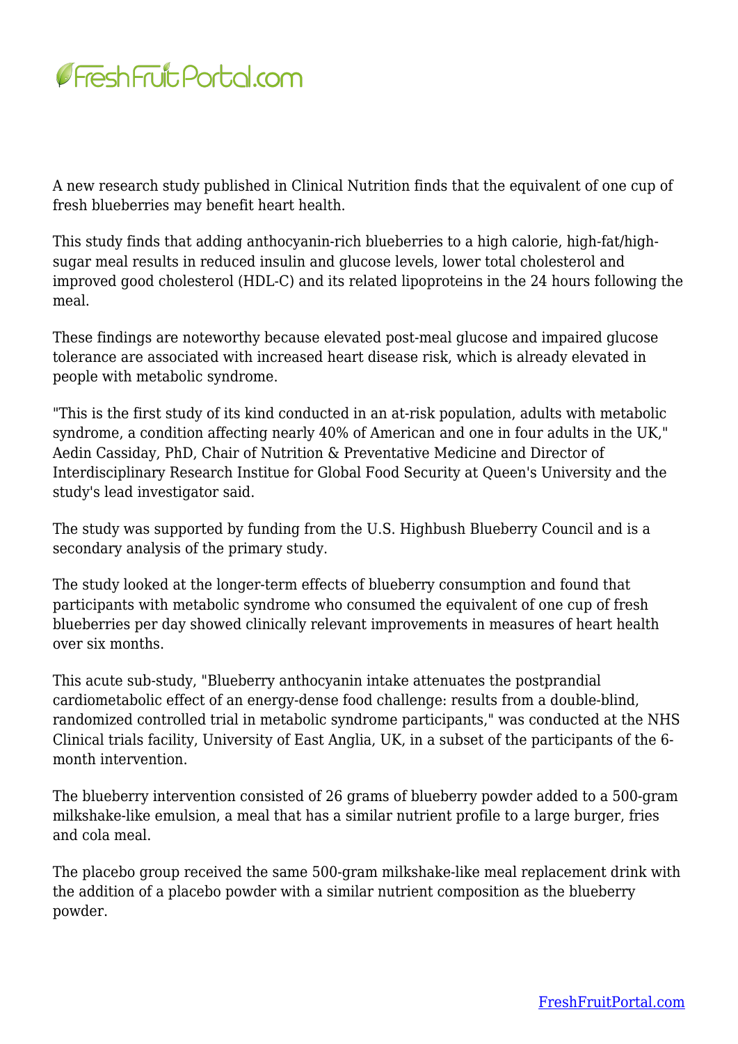A new research study published in Clinical Nutrition finds that the equivalent of one cup of fresh blueberries may benefit heart health.

This study finds that adding anthocyanin-rich blueberries to a high calorie, high-fat/high-sugar meal results in reduced insulin and glucose levels, lower total cholesterol and improved good cholesterol (HDL-C) and its related lipoproteins in the 24 hours following the meal.

These findings are noteworthy because elevated post-meal glucose and impaired glucose tolerance are associated with increased heart disease risk, which is already elevated in people with metabolic syndrome.

"This is the first study of its kind conducted in an at-risk population, adults with metabolic syndrome, a condition affecting nearly 40% of American and one in four adults in the UK," Aedin Cassiday, PhD, Chair of Nutrition & Preventative Medicine and Director of Interdisciplinary Research Institue for Global Food Security at Queen's University and the study's lead investigator said.

The study was supported by funding from the U.S. Highbush Blueberry Council and is a secondary analysis of the primary study.

The study looked at the longer-term effects of blueberry consumption and found that participants with metabolic syndrome who consumed the equivalent of one cup of fresh blueberries per day showed clinically relevant improvements in measures of heart health over six months.

This acute sub-study, "Blueberry anthocyanin intake attenuates the postprandial cardiometabolic effect of an energy-dense food challenge: results from a double-blind, randomized controlled trial in metabolic syndrome participants," was conducted at the NHS Clinical trials facility, University of East Anglia, UK, in a subset of the participants of the 6-month intervention.

The blueberry intervention consisted of 26 grams of blueberry powder added to a 500-gram milkshake-like emulsion, a meal that has a similar nutrient profile to a large burger, fries and cola meal.

The placebo group received the same 500-gram milkshake-like meal replacement drink with the addition of a placebo powder with a similar nutrient composition as the blueberry powder.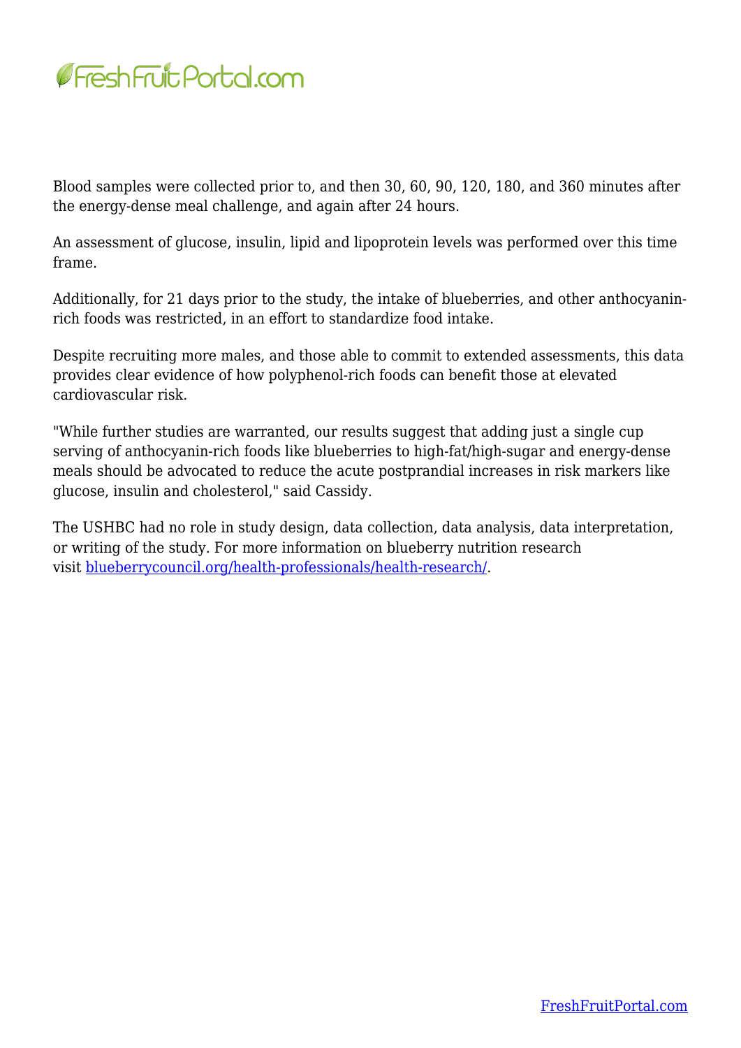Blood samples were collected prior to, and then 30, 60, 90, 120, 180, and 360 minutes after the energy-dense meal challenge, and again after 24 hours.

An assessment of glucose, insulin, lipid and lipoprotein levels was performed over this time frame.

Additionally, for 21 days prior to the study, the intake of blueberries, and other anthocyanin-rich foods was restricted, in an effort to standardize food intake.

Despite recruiting more males, and those able to commit to extended assessments, this data provides clear evidence of how polyphenol-rich foods can benefit those at elevated cardiovascular risk.

"While further studies are warranted, our results suggest that adding just a single cup serving of anthocyanin-rich foods like blueberries to high-fat/high-sugar and energy-dense meals should be advocated to reduce the acute postprandial increases in risk markers like glucose, insulin and cholesterol," said Cassidy.

The USHBC had no role in study design, data collection, data analysis, data interpretation, or writing of the study. For more information on blueberry nutrition research visit [blueberrycouncil.org/health-professionals/health-research/](blueberrycouncil.org/health-professionals/health-research/).